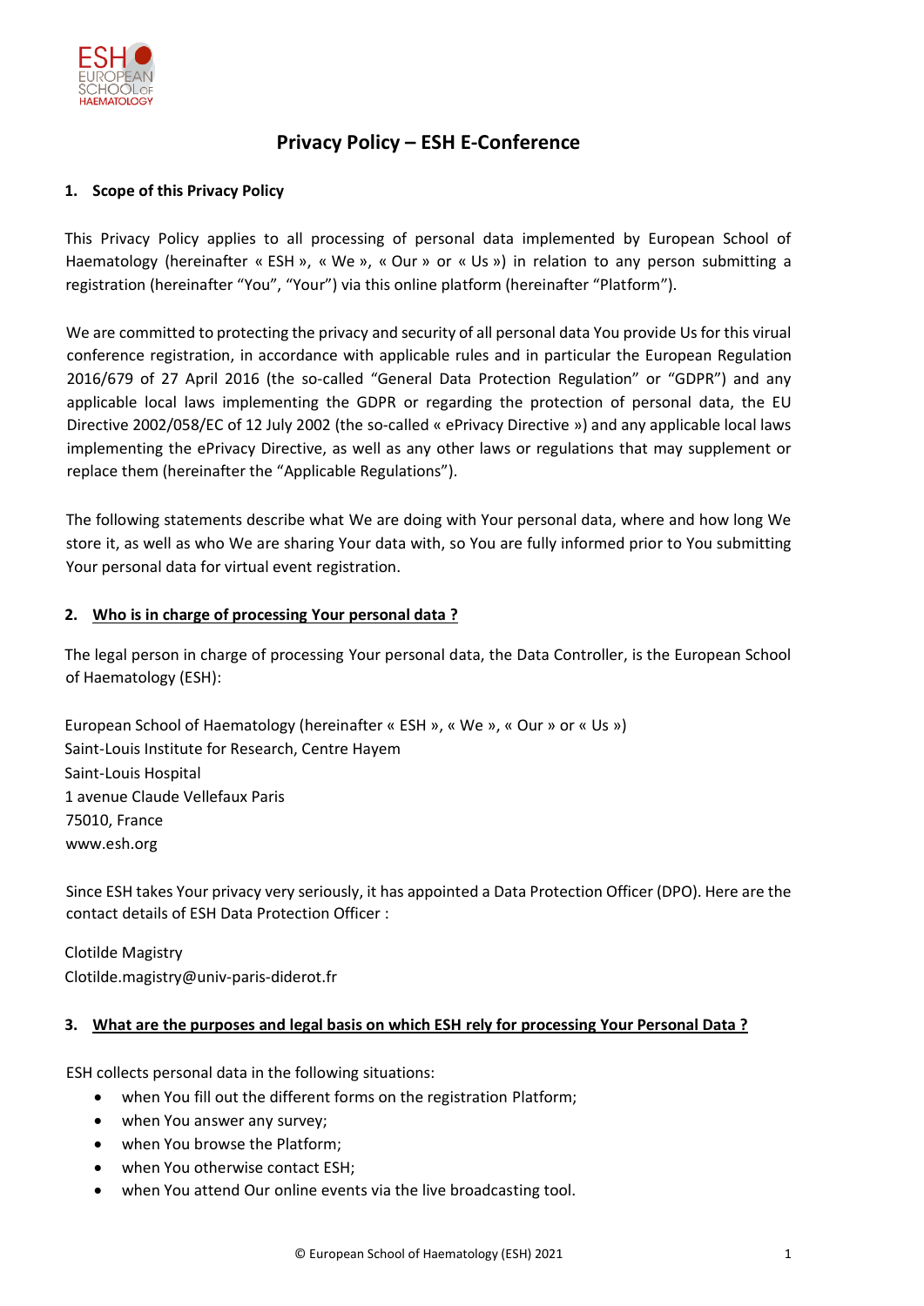# Privacy Policy – ESH E-Conference

## 1. Scope of this Privacy Policy

This Privacy Policy applies to all processing of personal data implemented by European School of Haematology (hereinafter « ESH », « We », « Our » or « Us ») in relation to any person submitting a registration (hereinafter "You", "Your") via this online platform (hereinafter "Platform").

We are committed to protecting the privacy and security of all personal data You provide Us for this virual conference registration, in accordance with applicable rules and in particular the European Regulation 2016/679 of 27 April 2016 (the so-called "General Data Protection Regulation" or "GDPR") and any applicable local laws implementing the GDPR or regarding the protection of personal data, the EU Directive 2002/058/EC of 12 July 2002 (the so-called « ePrivacy Directive ») and any applicable local laws implementing the ePrivacy Directive, as well as any other laws or regulations that may supplement or replace them (hereinafter the "Applicable Regulations").

The following statements describe what We are doing with Your personal data, where and how long We store it, as well as who We are sharing Your data with, so You are fully informed prior to You submitting Your personal data for virtual event registration.

## 2. Who is in charge of processing Your personal data ?

The legal person in charge of processing Your personal data, the Data Controller, is the European School of Haematology (ESH):

European School of Haematology (hereinafter « ESH », « We », « Our » or « Us »)
Saint-Louis Institute for Research, Centre Hayem
Saint-Louis Hospital
1 avenue Claude Vellefaux Paris
75010, France
www.esh.org

Since ESH takes Your privacy very seriously, it has appointed a Data Protection Officer (DPO). Here are the contact details of ESH Data Protection Officer :

Clotilde Magistry
Clotilde.magistry@univ-paris-diderot.fr

## 3. What are the purposes and legal basis on which ESH rely for processing Your Personal Data ?

ESH collects personal data in the following situations:

- when You fill out the different forms on the registration Platform;
- when You answer any survey;
- when You browse the Platform;
- when You otherwise contact ESH;
- when You attend Our online events via the live broadcasting tool.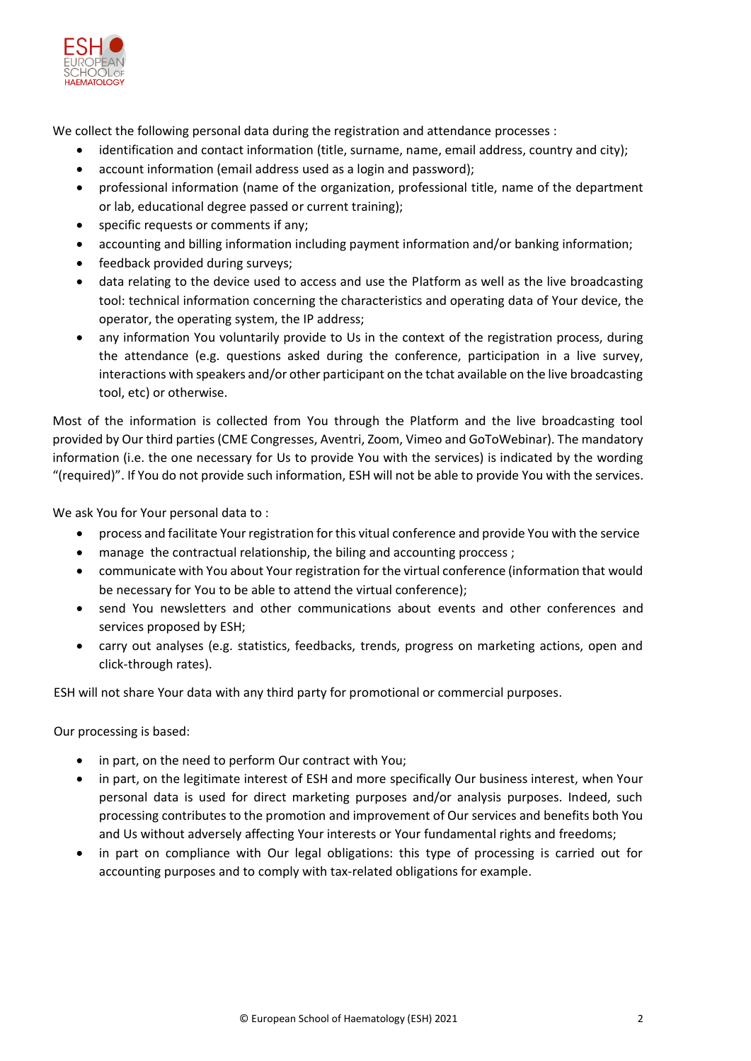We collect the following personal data during the registration and attendance processes :

- identification and contact information (title, surname, name, email address, country and city);
- account information (email address used as a login and password);
- professional information (name of the organization, professional title, name of the department or lab, educational degree passed or current training);
- specific requests or comments if any;
- accounting and billing information including payment information and/or banking information;
- feedback provided during surveys;
- data relating to the device used to access and use the Platform as well as the live broadcasting tool: technical information concerning the characteristics and operating data of Your device, the operator, the operating system, the IP address;
- any information You voluntarily provide to Us in the context of the registration process, during the attendance (e.g. questions asked during the conference, participation in a live survey, interactions with speakers and/or other participant on the tchat available on the live broadcasting tool, etc) or otherwise.

Most of the information is collected from You through the Platform and the live broadcasting tool provided by Our third parties (CME Congresses, Aventri, Zoom, Vimeo and GoToWebinar). The mandatory information (i.e. the one necessary for Us to provide You with the services) is indicated by the wording "(required)". If You do not provide such information, ESH will not be able to provide You with the services.

We ask You for Your personal data to :

- process and facilitate Your registration for this vitual conference and provide You with the service
- manage the contractual relationship, the biling and accounting proccess ;
- communicate with You about Your registration for the virtual conference (information that would be necessary for You to be able to attend the virtual conference);
- send You newsletters and other communications about events and other conferences and services proposed by ESH;
- carry out analyses (e.g. statistics, feedbacks, trends, progress on marketing actions, open and click-through rates).

ESH will not share Your data with any third party for promotional or commercial purposes.

Our processing is based:

- in part, on the need to perform Our contract with You;
- in part, on the legitimate interest of ESH and more specifically Our business interest, when Your personal data is used for direct marketing purposes and/or analysis purposes. Indeed, such processing contributes to the promotion and improvement of Our services and benefits both You and Us without adversely affecting Your interests or Your fundamental rights and freedoms;
- in part on compliance with Our legal obligations: this type of processing is carried out for accounting purposes and to comply with tax-related obligations for example.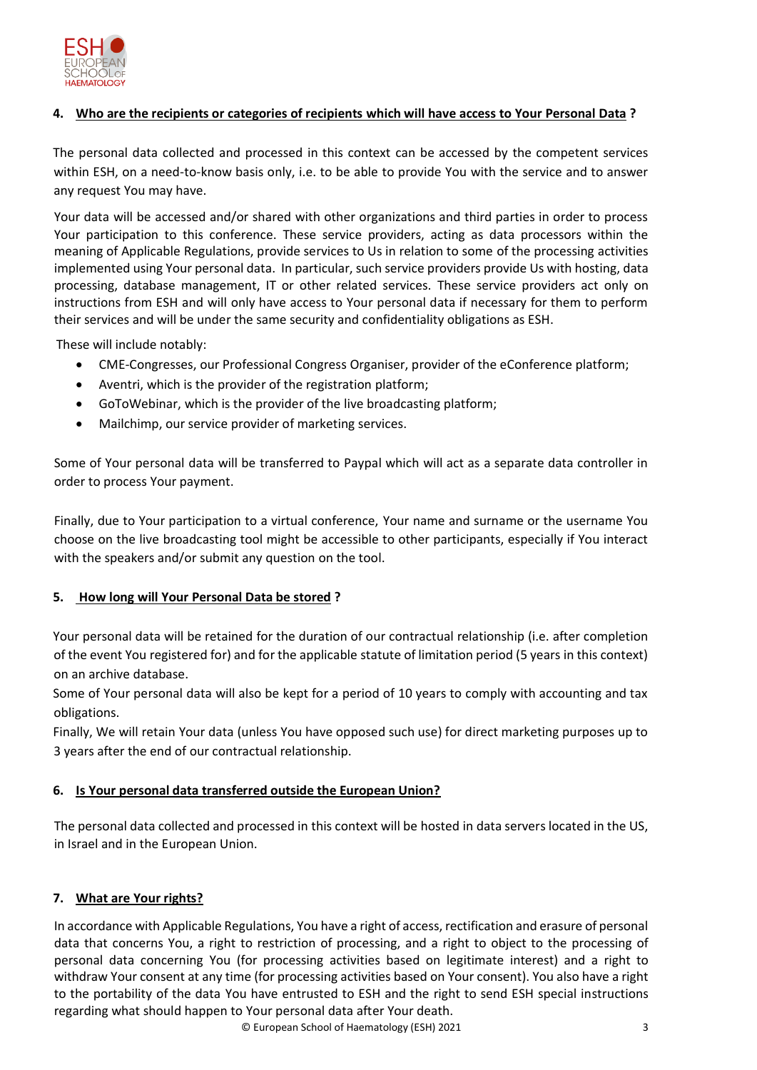## 4. Who are the recipients or categories of recipients which will have access to Your Personal Data ?

The personal data collected and processed in this context can be accessed by the competent services within ESH, on a need-to-know basis only, i.e. to be able to provide You with the service and to answer any request You may have.

Your data will be accessed and/or shared with other organizations and third parties in order to process Your participation to this conference. These service providers, acting as data processors within the meaning of Applicable Regulations, provide services to Us in relation to some of the processing activities implemented using Your personal data. In particular, such service providers provide Us with hosting, data processing, database management, IT or other related services. These service providers act only on instructions from ESH and will only have access to Your personal data if necessary for them to perform their services and will be under the same security and confidentiality obligations as ESH.

These will include notably:

- CME-Congresses, our Professional Congress Organiser, provider of the eConference platform;
- Aventri, which is the provider of the registration platform;
- GoToWebinar, which is the provider of the live broadcasting platform;
- Mailchimp, our service provider of marketing services.

Some of Your personal data will be transferred to Paypal which will act as a separate data controller in order to process Your payment.

Finally, due to Your participation to a virtual conference, Your name and surname or the username You choose on the live broadcasting tool might be accessible to other participants, especially if You interact with the speakers and/or submit any question on the tool.

## 5. How long will Your Personal Data be stored ?

Your personal data will be retained for the duration of our contractual relationship (i.e. after completion of the event You registered for) and for the applicable statute of limitation period (5 years in this context) on an archive database.

Some of Your personal data will also be kept for a period of 10 years to comply with accounting and tax obligations.

Finally, We will retain Your data (unless You have opposed such use) for direct marketing purposes up to 3 years after the end of our contractual relationship.

## 6. Is Your personal data transferred outside the European Union?

The personal data collected and processed in this context will be hosted in data servers located in the US, in Israel and in the European Union.

## 7. What are Your rights?

In accordance with Applicable Regulations, You have a right of access, rectification and erasure of personal data that concerns You, a right to restriction of processing, and a right to object to the processing of personal data concerning You (for processing activities based on legitimate interest) and a right to withdraw Your consent at any time (for processing activities based on Your consent). You also have a right to the portability of the data You have entrusted to ESH and the right to send ESH special instructions regarding what should happen to Your personal data after Your death.

© European School of Haematology (ESH) 2021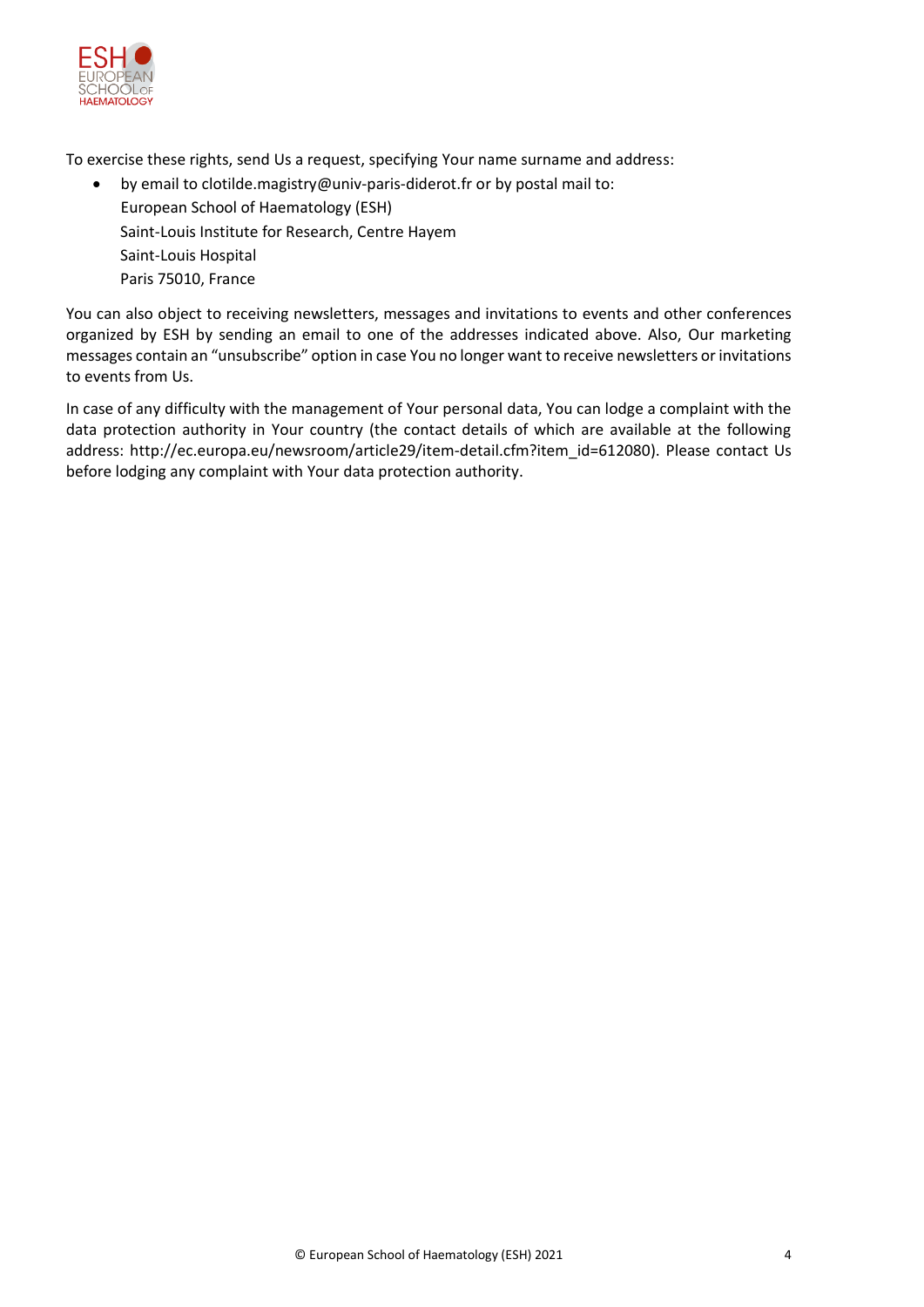To exercise these rights, send Us a request, specifying Your name surname and address:

- by email to clotilde.magistry@univ-paris-diderot.fr or by postal mail to:
  European School of Haematology (ESH)
  Saint-Louis Institute for Research, Centre Hayem
  Saint-Louis Hospital
  Paris 75010, France

You can also object to receiving newsletters, messages and invitations to events and other conferences organized by ESH by sending an email to one of the addresses indicated above. Also, Our marketing messages contain an "unsubscribe" option in case You no longer want to receive newsletters or invitations to events from Us.

In case of any difficulty with the management of Your personal data, You can lodge a complaint with the data protection authority in Your country (the contact details of which are available at the following address: http://ec.europa.eu/newsroom/article29/item-detail.cfm?item_id=612080). Please contact Us before lodging any complaint with Your data protection authority.